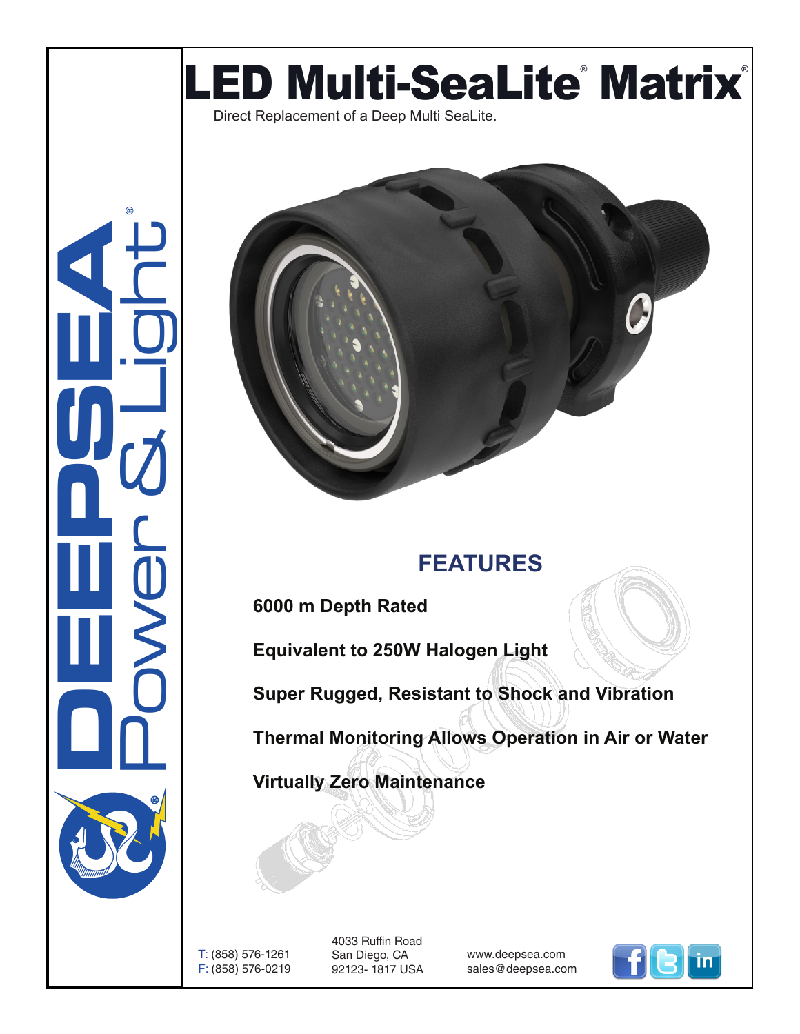# LED Multi-SeaLite® Matrix®

Direct Replacement of a Deep Multi SeaLite.

## FEATURES

**6000 m Depth Rated**

**Equivalent to 250W Halogen Light**

**Super Rugged, Resistant to Shock and Vibration**

**Thermal Monitoring Allows Operation in Air or Water**

**Virtually Zero Maintenance**

DEEPSEA® Power & Light®

T: (858) 576-1261
F: (858) 576-0219

4033 Ruffin Road
San Diego, CA
92123- 1817 USA

www.deepsea.com
sales@deepsea.com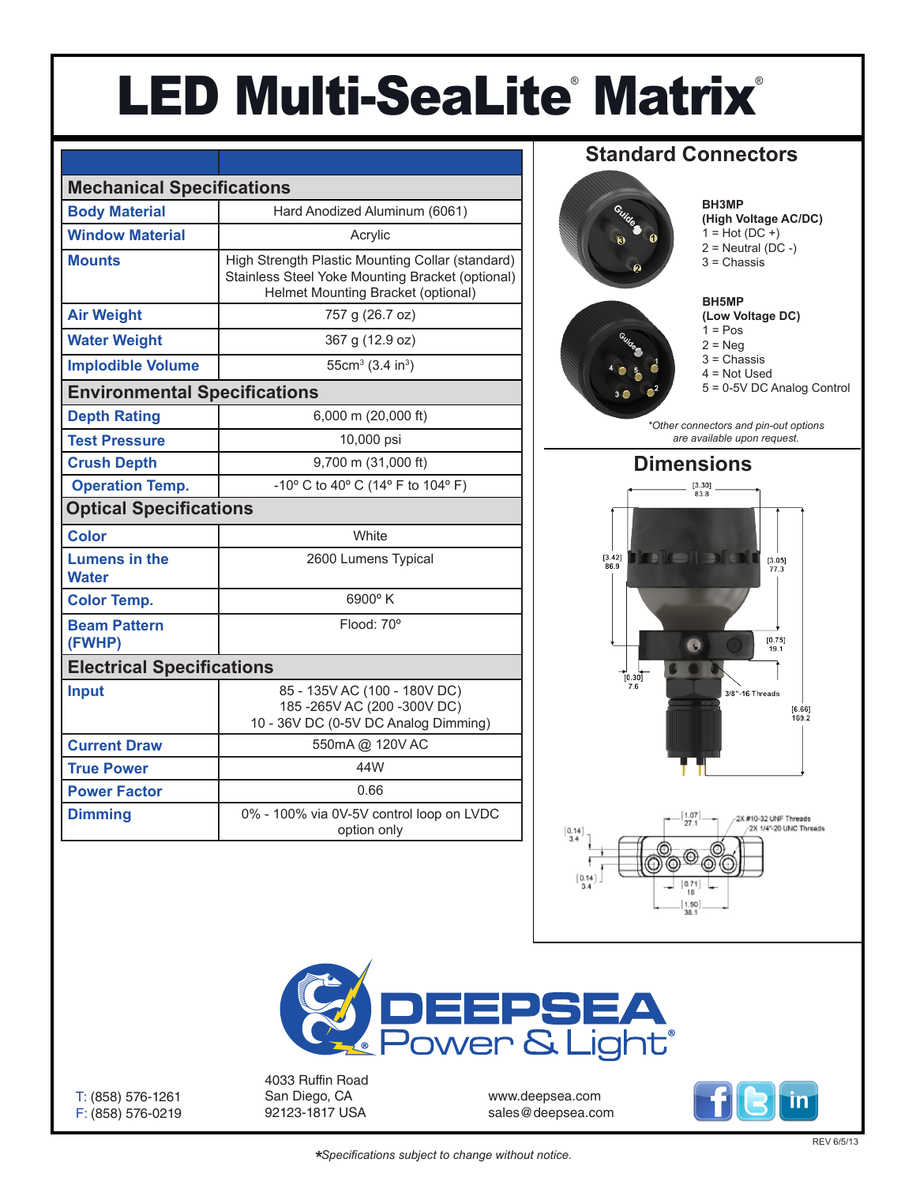# LED Multi-SeaLite® Matrix®

| | |
|---|---|
| **Mechanical Specifications** | |
| **Body Material** | Hard Anodized Aluminum (6061) |
| **Window Material** | Acrylic |
| **Mounts** | High Strength Plastic Mounting Collar (standard)<br>Stainless Steel Yoke Mounting Bracket (optional)<br>Helmet Mounting Bracket (optional) |
| **Air Weight** | 757 g (26.7 oz) |
| **Water Weight** | 367 g (12.9 oz) |
| **Implodible Volume** | 55cm³ (3.4 in³) |
| **Environmental Specifications** | |
| **Depth Rating** | 6,000 m (20,000 ft) |
| **Test Pressure** | 10,000 psi |
| **Crush Depth** | 9,700 m (31,000 ft) |
| **Operation Temp.** | -10º C to 40º C (14º F to 104º F) |
| **Optical Specifications** | |
| **Color** | White |
| **Lumens in the Water** | 2600 Lumens Typical |
| **Color Temp.** | 6900º K |
| **Beam Pattern (FWHP)** | Flood: 70º |
| **Electrical Specifications** | |
| **Input** | 85 - 135V AC (100 - 180V DC)<br>185 -265V AC (200 -300V DC)<br>10 - 36V DC (0-5V DC Analog Dimming) |
| **Current Draw** | 550mA @ 120V AC |
| **True Power** | 44W |
| **Power Factor** | 0.66 |
| **Dimming** | 0% - 100% via 0V-5V control loop on LVDC option only |

## Standard Connectors

**BH3MP**
**(High Voltage AC/DC)**
1 = Hot (DC +)
2 = Neutral (DC -)
3 = Chassis

**BH5MP**
**(Low Voltage DC)**
1 = Pos
2 = Neg
3 = Chassis
4 = Not Used
5 = 0-5V DC Analog Control

*\*Other connectors and pin-out options are available upon request.*

## Dimensions

[3.30] 83.8
[3.42] 86.9
[3.05] 77.3
[0.75] 19.1
[0.30] 7.6
3/8"-16 Threads
[6.66] 169.2
[1.07] 27.1
2X #10-32 UNF Threads
2X 1/4"-20 UNC Threads
[0.14] 3.4
[0.14] 3.4
[0.71] 18
[1.50] 38.1

**DEEPSEA Power & Light®**

T: (858) 576-1261
F: (858) 576-0219

4033 Ruffin Road
San Diego, CA
92123-1817 USA

www.deepsea.com
sales@deepsea.com

REV 6/5/13

*\*Specifications subject to change without notice.*